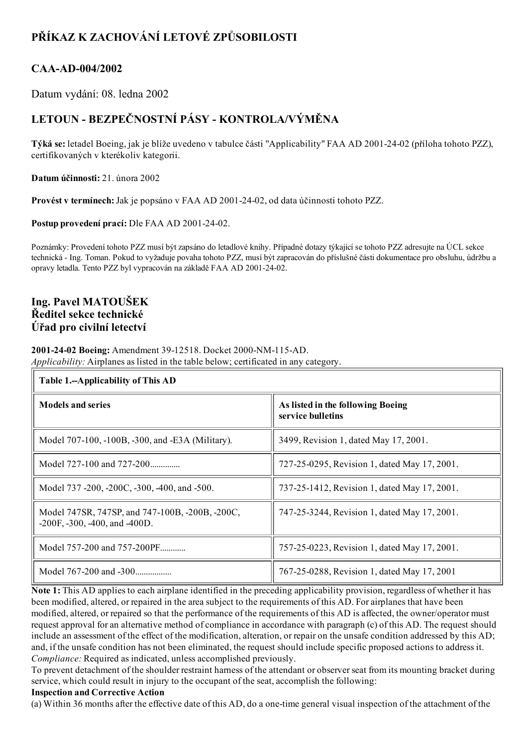# PŘÍKAZ K ZACHOVÁNÍ LETOVÉ ZPŮSOBILOSTI

## CAA-AD-004/2002

Datum vydání: 08. ledna 2002

## LETOUN - BEZPEČNOSTNÍ PÁSY - KONTROLA/VÝMĚNA

**Týká se:** letadel Boeing, jak je blíže uvedeno v tabulce části "Applicability" FAA AD 2001-24-02 (příloha tohoto PZZ), certifikovaných v kterékoliv kategorii.

**Datum účinnosti:** 21. února 2002

**Provést v termínech:** Jak je popsáno v FAA AD 2001-24-02, od data účinnosti tohoto PZZ.

**Postup provedení prací:** Dle FAA AD 2001-24-02.

Poznámky: Provedení tohoto PZZ musí být zapsáno do letadlové knihy. Případné dotazy týkající se tohoto PZZ adresujte na ÚCL sekce technická - Ing. Toman. Pokud to vyžaduje povaha tohoto PZZ, musí být zapracován do příslušné části dokumentace pro obsluhu, údržbu a opravy letadla. Tento PZZ byl vypracován na základě FAA AD 2001-24-02.

### Ing. Pavel MATOUŠEK
### Ředitel sekce technické
### Úřad pro civilní letectví

**2001-24-02 Boeing:** Amendment 39-12518. Docket 2000-NM-115-AD.
*Applicability:* Airplanes as listed in the table below; certificated in any category.

**Table 1.--Applicability of This AD**

| Models and series | As listed in the following Boeing service bulletins |
|---|---|
| Model 707-100, -100B, -300, and -E3A (Military). | 3499, Revision 1, dated May 17, 2001. |
| Model 727-100 and 727-200.............. | 727-25-0295, Revision 1, dated May 17, 2001. |
| Model 737 -200, -200C, -300, -400, and -500. | 737-25-1412, Revision 1, dated May 17, 2001. |
| Model 747SR, 747SP, and 747-100B, -200B, -200C, -200F, -300, -400, and -400D. | 747-25-3244, Revision 1, dated May 17, 2001. |
| Model 757-200 and 757-200PF............ | 757-25-0223, Revision 1, dated May 17, 2001. |
| Model 767-200 and -300................. | 767-25-0288, Revision 1, dated May 17, 2001 |

**Note 1:** This AD applies to each airplane identified in the preceding applicability provision, regardless of whether it has been modified, altered, or repaired in the area subject to the requirements of this AD. For airplanes that have been modified, altered, or repaired so that the performance of the requirements of this AD is affected, the owner/operator must request approval for an alternative method of compliance in accordance with paragraph (c) of this AD. The request should include an assessment of the effect of the modification, alteration, or repair on the unsafe condition addressed by this AD; and, if the unsafe condition has not been eliminated, the request should include specific proposed actions to address it.
*Compliance:* Required as indicated, unless accomplished previously.

To prevent detachment of the shoulder restraint harness of the attendant or observer seat from its mounting bracket during service, which could result in injury to the occupant of the seat, accomplish the following:

**Inspection and Corrective Action**

(a) Within 36 months after the effective date of this AD, do a one-time general visual inspection of the attachment of the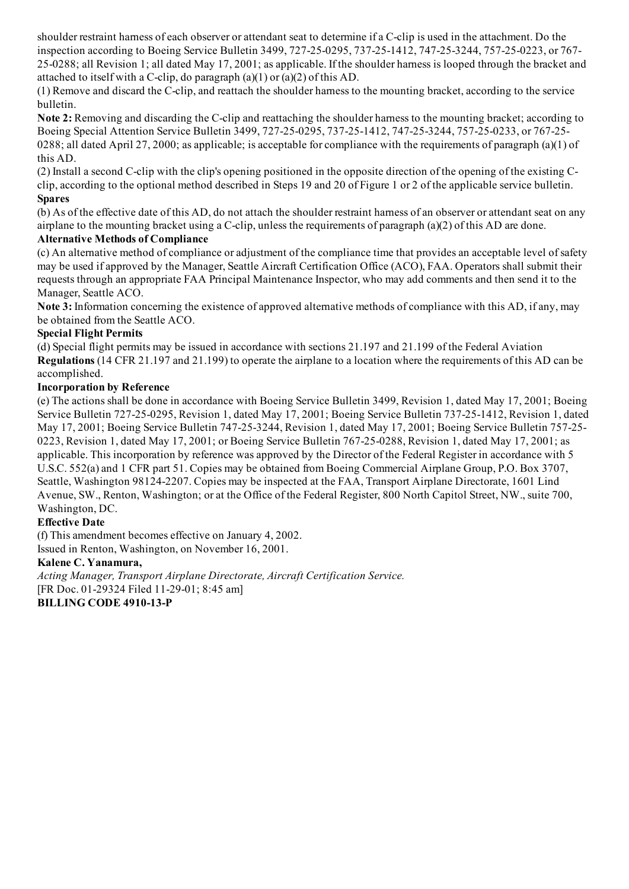shoulder restraint harness of each observer or attendant seat to determine if a C-clip is used in the attachment. Do the inspection according to Boeing Service Bulletin 3499, 727-25-0295, 737-25-1412, 747-25-3244, 757-25-0223, or 767-25-0288; all Revision 1; all dated May 17, 2001; as applicable. If the shoulder harness is looped through the bracket and attached to itself with a C-clip, do paragraph (a)(1) or (a)(2) of this AD.

(1) Remove and discard the C-clip, and reattach the shoulder harness to the mounting bracket, according to the service bulletin.

**Note 2:** Removing and discarding the C-clip and reattaching the shoulder harness to the mounting bracket; according to Boeing Special Attention Service Bulletin 3499, 727-25-0295, 737-25-1412, 747-25-3244, 757-25-0233, or 767-25-0288; all dated April 27, 2000; as applicable; is acceptable for compliance with the requirements of paragraph (a)(1) of this AD.

(2) Install a second C-clip with the clip's opening positioned in the opposite direction of the opening of the existing C-clip, according to the optional method described in Steps 19 and 20 of Figure 1 or 2 of the applicable service bulletin.

**Spares**

(b) As of the effective date of this AD, do not attach the shoulder restraint harness of an observer or attendant seat on any airplane to the mounting bracket using a C-clip, unless the requirements of paragraph (a)(2) of this AD are done.

**Alternative Methods of Compliance**

(c) An alternative method of compliance or adjustment of the compliance time that provides an acceptable level of safety may be used if approved by the Manager, Seattle Aircraft Certification Office (ACO), FAA. Operators shall submit their requests through an appropriate FAA Principal Maintenance Inspector, who may add comments and then send it to the Manager, Seattle ACO.

**Note 3:** Information concerning the existence of approved alternative methods of compliance with this AD, if any, may be obtained from the Seattle ACO.

**Special Flight Permits**

(d) Special flight permits may be issued in accordance with sections 21.197 and 21.199 of the Federal Aviation **Regulations** (14 CFR 21.197 and 21.199) to operate the airplane to a location where the requirements of this AD can be accomplished.

**Incorporation by Reference**

(e) The actions shall be done in accordance with Boeing Service Bulletin 3499, Revision 1, dated May 17, 2001; Boeing Service Bulletin 727-25-0295, Revision 1, dated May 17, 2001; Boeing Service Bulletin 737-25-1412, Revision 1, dated May 17, 2001; Boeing Service Bulletin 747-25-3244, Revision 1, dated May 17, 2001; Boeing Service Bulletin 757-25-0223, Revision 1, dated May 17, 2001; or Boeing Service Bulletin 767-25-0288, Revision 1, dated May 17, 2001; as applicable. This incorporation by reference was approved by the Director of the Federal Register in accordance with 5 U.S.C. 552(a) and 1 CFR part 51. Copies may be obtained from Boeing Commercial Airplane Group, P.O. Box 3707, Seattle, Washington 98124-2207. Copies may be inspected at the FAA, Transport Airplane Directorate, 1601 Lind Avenue, SW., Renton, Washington; or at the Office of the Federal Register, 800 North Capitol Street, NW., suite 700, Washington, DC.

**Effective Date**

(f) This amendment becomes effective on January 4, 2002.

Issued in Renton, Washington, on November 16, 2001.

**Kalene C. Yanamura,**

*Acting Manager, Transport Airplane Directorate, Aircraft Certification Service.*

[FR Doc. 01-29324 Filed 11-29-01; 8:45 am]

**BILLING CODE 4910-13-P**